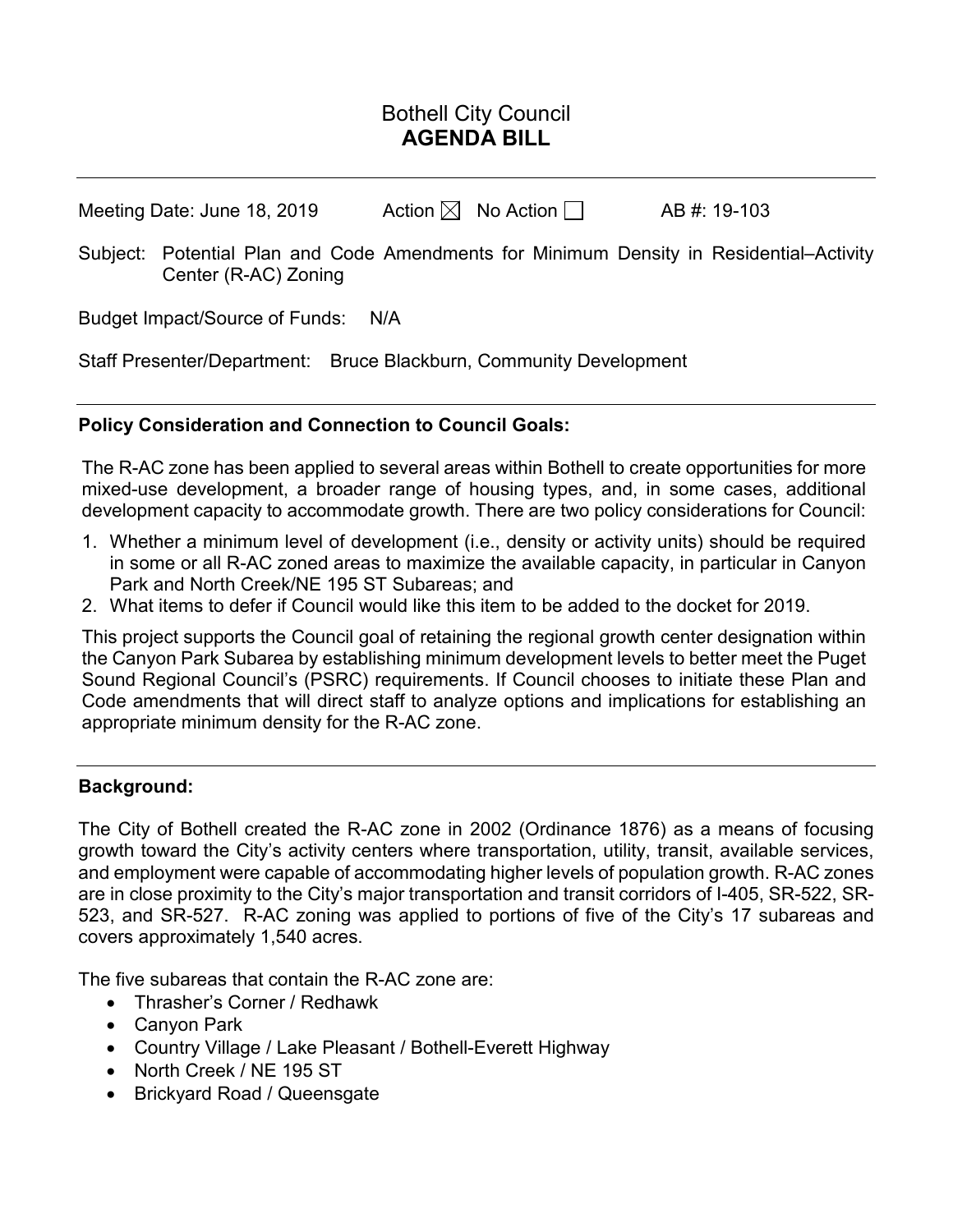# Bothell City Council
## AGENDA BILL

Meeting Date: June 18, 2019 Action ☒ No Action ☐ AB #: 19-103

Subject: Potential Plan and Code Amendments for Minimum Density in Residential–Activity Center (R-AC) Zoning

Budget Impact/Source of Funds: N/A

Staff Presenter/Department: Bruce Blackburn, Community Development

---

**Policy Consideration and Connection to Council Goals:**

The R-AC zone has been applied to several areas within Bothell to create opportunities for more mixed-use development, a broader range of housing types, and, in some cases, additional development capacity to accommodate growth. There are two policy considerations for Council:

1. Whether a minimum level of development (i.e., density or activity units) should be required in some or all R-AC zoned areas to maximize the available capacity, in particular in Canyon Park and North Creek/NE 195 ST Subareas; and
2. What items to defer if Council would like this item to be added to the docket for 2019.

This project supports the Council goal of retaining the regional growth center designation within the Canyon Park Subarea by establishing minimum development levels to better meet the Puget Sound Regional Council's (PSRC) requirements. If Council chooses to initiate these Plan and Code amendments that will direct staff to analyze options and implications for establishing an appropriate minimum density for the R-AC zone.

---

**Background:**

The City of Bothell created the R-AC zone in 2002 (Ordinance 1876) as a means of focusing growth toward the City's activity centers where transportation, utility, transit, available services, and employment were capable of accommodating higher levels of population growth. R-AC zones are in close proximity to the City's major transportation and transit corridors of I-405, SR-522, SR-523, and SR-527. R-AC zoning was applied to portions of five of the City's 17 subareas and covers approximately 1,540 acres.

The five subareas that contain the R-AC zone are:

- Thrasher's Corner / Redhawk
- Canyon Park
- Country Village / Lake Pleasant / Bothell-Everett Highway
- North Creek / NE 195 ST
- Brickyard Road / Queensgate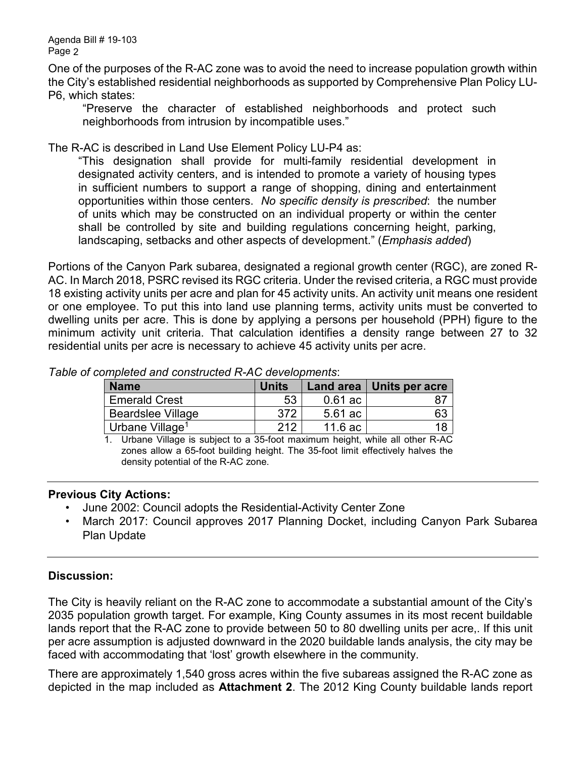One of the purposes of the R-AC zone was to avoid the need to increase population growth within the City's established residential neighborhoods as supported by Comprehensive Plan Policy LU-P6, which states:

> "Preserve the character of established neighborhoods and protect such neighborhoods from intrusion by incompatible uses."

The R-AC is described in Land Use Element Policy LU-P4 as:

> "This designation shall provide for multi-family residential development in designated activity centers, and is intended to promote a variety of housing types in sufficient numbers to support a range of shopping, dining and entertainment opportunities within those centers. *No specific density is prescribed*: the number of units which may be constructed on an individual property or within the center shall be controlled by site and building regulations concerning height, parking, landscaping, setbacks and other aspects of development." (*Emphasis added*)

Portions of the Canyon Park subarea, designated a regional growth center (RGC), are zoned R-AC. In March 2018, PSRC revised its RGC criteria. Under the revised criteria, a RGC must provide 18 existing activity units per acre and plan for 45 activity units. An activity unit means one resident or one employee. To put this into land use planning terms, activity units must be converted to dwelling units per acre. This is done by applying a persons per household (PPH) figure to the minimum activity unit criteria. That calculation identifies a density range between 27 to 32 residential units per acre is necessary to achieve 45 activity units per acre.

*Table of completed and constructed R-AC developments*:

| Name | Units | Land area | Units per acre |
|---|---|---|---|
| Emerald Crest | 53 | 0.61 ac | 87 |
| Beardslee Village | 372 | 5.61 ac | 63 |
| Urbane Village[1] | 212 | 11.6 ac | 18 |

1. Urbane Village is subject to a 35-foot maximum height, while all other R-AC zones allow a 65-foot building height. The 35-foot limit effectively halves the density potential of the R-AC zone.

---

**Previous City Actions:**

- June 2002: Council adopts the Residential-Activity Center Zone
- March 2017: Council approves 2017 Planning Docket, including Canyon Park Subarea Plan Update

---

**Discussion:**

The City is heavily reliant on the R-AC zone to accommodate a substantial amount of the City's 2035 population growth target. For example, King County assumes in its most recent buildable lands report that the R-AC zone to provide between 50 to 80 dwelling units per acre,. If this unit per acre assumption is adjusted downward in the 2020 buildable lands analysis, the city may be faced with accommodating that 'lost' growth elsewhere in the community.

There are approximately 1,540 gross acres within the five subareas assigned the R-AC zone as depicted in the map included as **Attachment 2**. The 2012 King County buildable lands report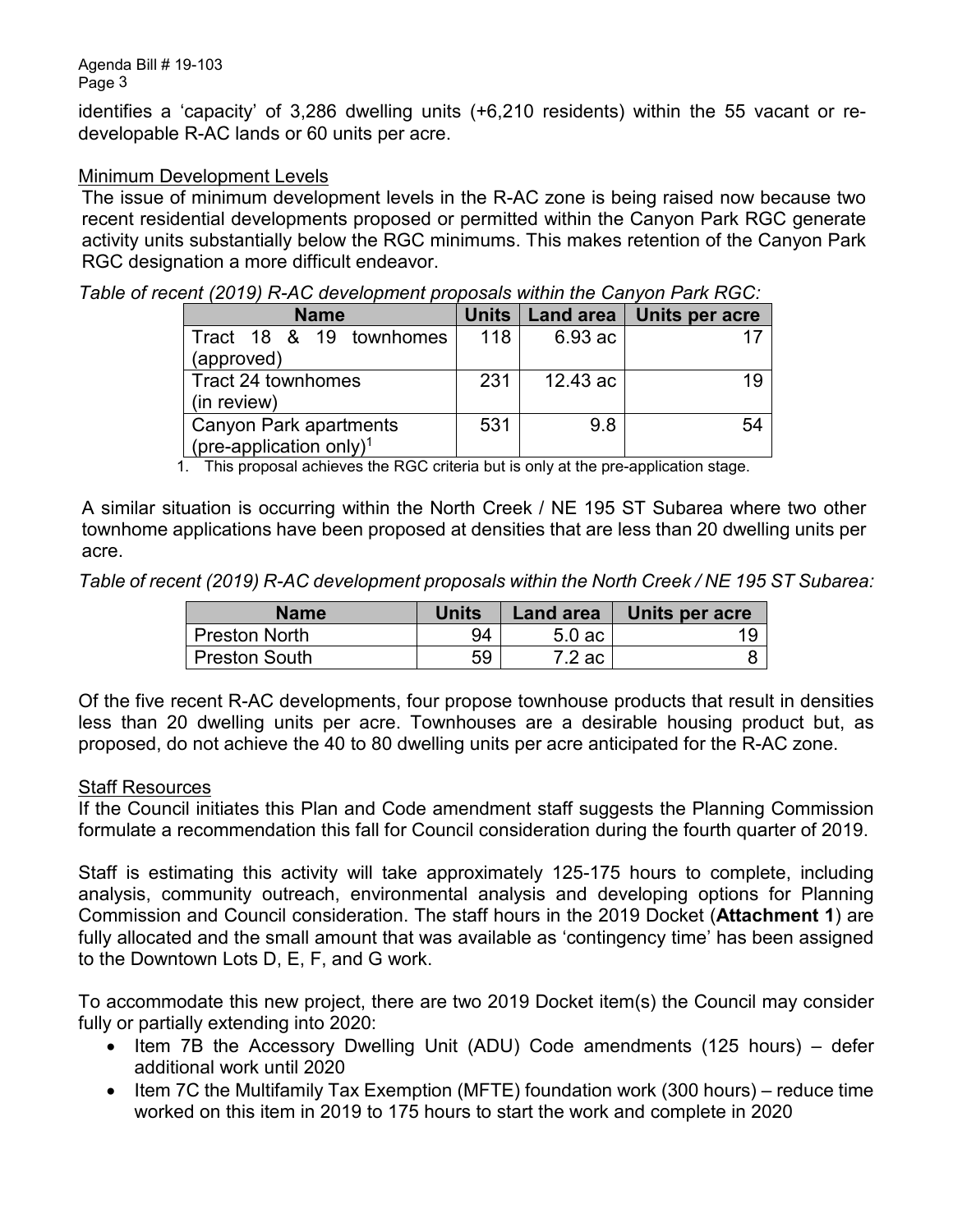identifies a 'capacity' of 3,286 dwelling units (+6,210 residents) within the 55 vacant or re-developable R-AC lands or 60 units per acre.

Minimum Development Levels

The issue of minimum development levels in the R-AC zone is being raised now because two recent residential developments proposed or permitted within the Canyon Park RGC generate activity units substantially below the RGC minimums. This makes retention of the Canyon Park RGC designation a more difficult endeavor.

*Table of recent (2019) R-AC development proposals within the Canyon Park RGC:*

| Name | Units | Land area | Units per acre |
|---|---|---|---|
| Tract 18 & 19 townhomes (approved) | 118 | 6.93 ac | 17 |
| Tract 24 townhomes (in review) | 231 | 12.43 ac | 19 |
| Canyon Park apartments (pre-application only)[1] | 531 | 9.8 | 54 |

1. This proposal achieves the RGC criteria but is only at the pre-application stage.

A similar situation is occurring within the North Creek / NE 195 ST Subarea where two other townhome applications have been proposed at densities that are less than 20 dwelling units per acre.

*Table of recent (2019) R-AC development proposals within the North Creek / NE 195 ST Subarea:*

| Name | Units | Land area | Units per acre |
|---|---|---|---|
| Preston North | 94 | 5.0 ac | 19 |
| Preston South | 59 | 7.2 ac | 8 |

Of the five recent R-AC developments, four propose townhouse products that result in densities less than 20 dwelling units per acre. Townhouses are a desirable housing product but, as proposed, do not achieve the 40 to 80 dwelling units per acre anticipated for the R-AC zone.

Staff Resources

If the Council initiates this Plan and Code amendment staff suggests the Planning Commission formulate a recommendation this fall for Council consideration during the fourth quarter of 2019.

Staff is estimating this activity will take approximately 125-175 hours to complete, including analysis, community outreach, environmental analysis and developing options for Planning Commission and Council consideration. The staff hours in the 2019 Docket (**Attachment 1**) are fully allocated and the small amount that was available as 'contingency time' has been assigned to the Downtown Lots D, E, F, and G work.

To accommodate this new project, there are two 2019 Docket item(s) the Council may consider fully or partially extending into 2020:

- Item 7B the Accessory Dwelling Unit (ADU) Code amendments (125 hours) – defer additional work until 2020
- Item 7C the Multifamily Tax Exemption (MFTE) foundation work (300 hours) – reduce time worked on this item in 2019 to 175 hours to start the work and complete in 2020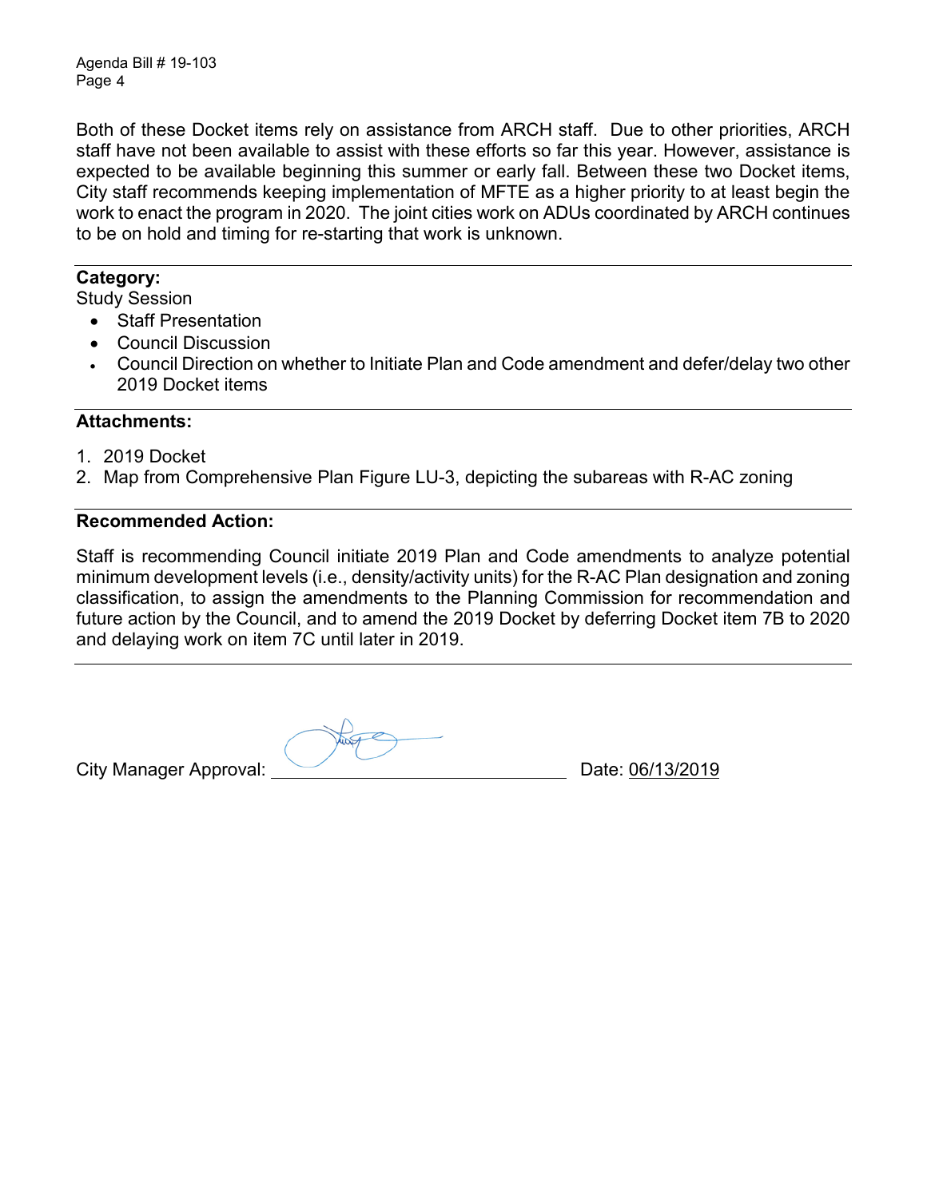Both of these Docket items rely on assistance from ARCH staff. Due to other priorities, ARCH staff have not been available to assist with these efforts so far this year. However, assistance is expected to be available beginning this summer or early fall. Between these two Docket items, City staff recommends keeping implementation of MFTE as a higher priority to at least begin the work to enact the program in 2020. The joint cities work on ADUs coordinated by ARCH continues to be on hold and timing for re-starting that work is unknown.

---

**Category:**

Study Session

- Staff Presentation
- Council Discussion
- Council Direction on whether to Initiate Plan and Code amendment and defer/delay two other 2019 Docket items

---

**Attachments:**

1. 2019 Docket
2. Map from Comprehensive Plan Figure LU-3, depicting the subareas with R-AC zoning

---

**Recommended Action:**

Staff is recommending Council initiate 2019 Plan and Code amendments to analyze potential minimum development levels (i.e., density/activity units) for the R-AC Plan designation and zoning classification, to assign the amendments to the Planning Commission for recommendation and future action by the Council, and to amend the 2019 Docket by deferring Docket item 7B to 2020 and delaying work on item 7C until later in 2019.

---

City Manager Approval: ______________________ Date: 06/13/2019